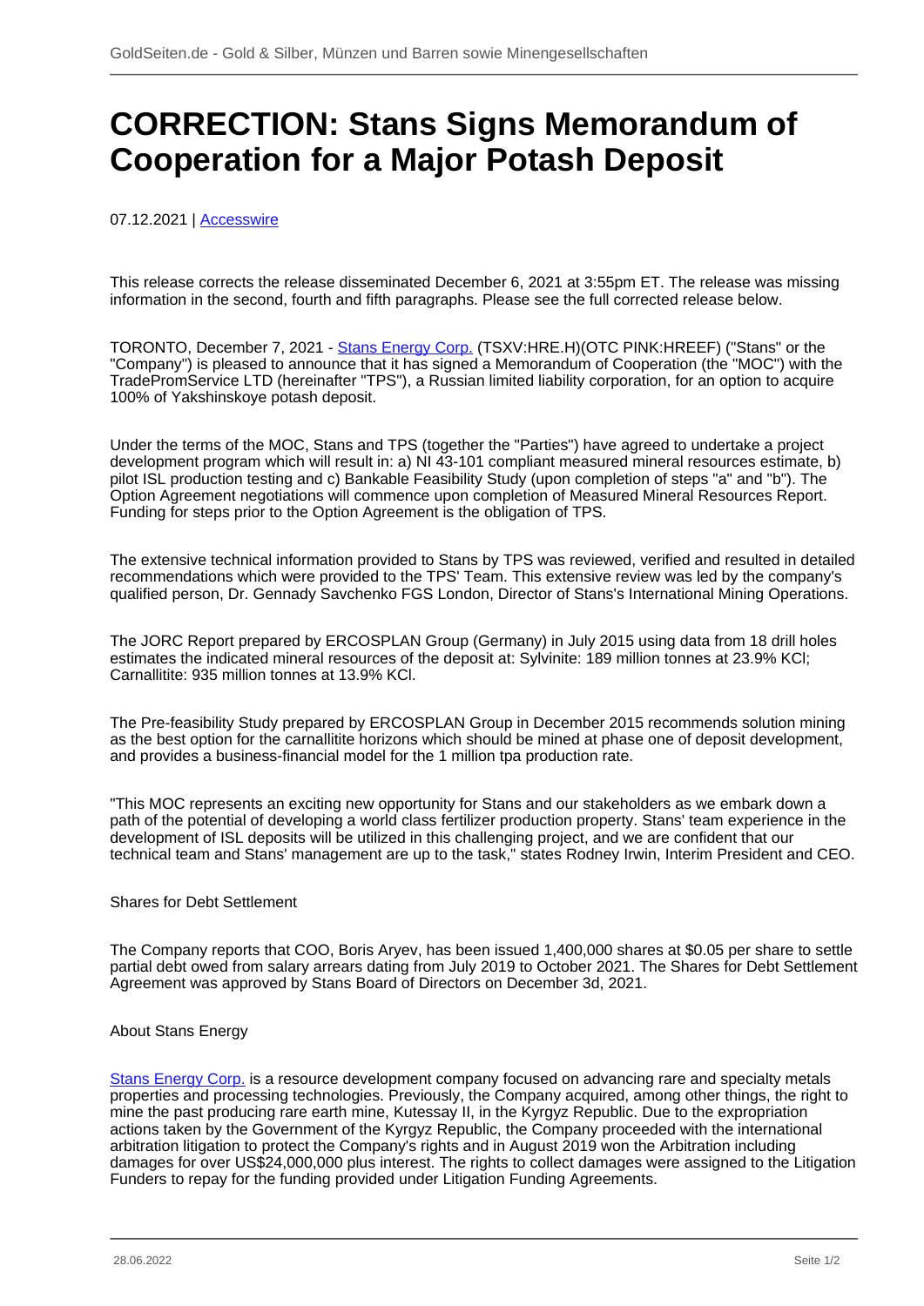# CORRECTION: Stans Signs Memorandum of Cooperation for a Major Potash Deposit

07.12.2021 | Accesswire

This release corrects the release disseminated December 6, 2021 at 3:55pm ET. The release was missing information in the second, fourth and fifth paragraphs. Please see the full corrected release below.

TORONTO, December 7, 2021 - Stans Energy Corp. (TSXV:HRE.H)(OTC PINK:HREEF) ("Stans" or the "Company") is pleased to announce that it has signed a Memorandum of Cooperation (the "MOC") with the TradePromService LTD (hereinafter "TPS"), a Russian limited liability corporation, for an option to acquire 100% of Yakshinskoye potash deposit.

Under the terms of the MOC, Stans and TPS (together the "Parties") have agreed to undertake a project development program which will result in: a) NI 43-101 compliant measured mineral resources estimate, b) pilot ISL production testing and c) Bankable Feasibility Study (upon completion of steps "a" and "b"). The Option Agreement negotiations will commence upon completion of Measured Mineral Resources Report. Funding for steps prior to the Option Agreement is the obligation of TPS.

The extensive technical information provided to Stans by TPS was reviewed, verified and resulted in detailed recommendations which were provided to the TPS' Team. This extensive review was led by the company's qualified person, Dr. Gennady Savchenko FGS London, Director of Stans's International Mining Operations.

The JORC Report prepared by ERCOSPLAN Group (Germany) in July 2015 using data from 18 drill holes estimates the indicated mineral resources of the deposit at: Sylvinite: 189 million tonnes at 23.9% KCl; Carnallitite: 935 million tonnes at 13.9% KCl.

The Pre-feasibility Study prepared by ERCOSPLAN Group in December 2015 recommends solution mining as the best option for the carnallitite horizons which should be mined at phase one of deposit development, and provides a business-financial model for the 1 million tpa production rate.

"This MOC represents an exciting new opportunity for Stans and our stakeholders as we embark down a path of the potential of developing a world class fertilizer production property. Stans' team experience in the development of ISL deposits will be utilized in this challenging project, and we are confident that our technical team and Stans' management are up to the task," states Rodney Irwin, Interim President and CEO.

Shares for Debt Settlement

The Company reports that COO, Boris Aryev, has been issued 1,400,000 shares at $0.05 per share to settle partial debt owed from salary arrears dating from July 2019 to October 2021. The Shares for Debt Settlement Agreement was approved by Stans Board of Directors on December 3d, 2021.

About Stans Energy

Stans Energy Corp. is a resource development company focused on advancing rare and specialty metals properties and processing technologies. Previously, the Company acquired, among other things, the right to mine the past producing rare earth mine, Kutessay II, in the Kyrgyz Republic. Due to the expropriation actions taken by the Government of the Kyrgyz Republic, the Company proceeded with the international arbitration litigation to protect the Company's rights and in August 2019 won the Arbitration including damages for over US$24,000,000 plus interest. The rights to collect damages were assigned to the Litigation Funders to repay for the funding provided under Litigation Funding Agreements.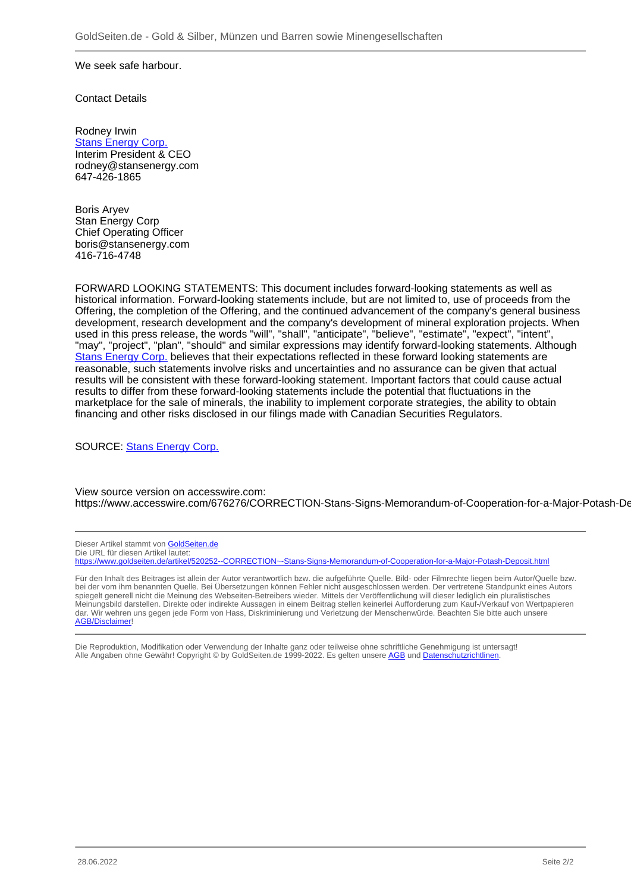We seek safe harbour.

Contact Details

Rodney Irwin
[Stans Energy Corp.](#)
Interim President & CEO
rodney@stansenergy.com
647-426-1865

Boris Aryev
Stan Energy Corp
Chief Operating Officer
boris@stansenergy.com
416-716-4748

FORWARD LOOKING STATEMENTS: This document includes forward-looking statements as well as historical information. Forward-looking statements include, but are not limited to, use of proceeds from the Offering, the completion of the Offering, and the continued advancement of the company's general business development, research development and the company's development of mineral exploration projects. When used in this press release, the words "will", "shall", "anticipate", "believe", "estimate", "expect", "intent", "may", "project", "plan", "should" and similar expressions may identify forward-looking statements. Although Stans Energy Corp. believes that their expectations reflected in these forward looking statements are reasonable, such statements involve risks and uncertainties and no assurance can be given that actual results will be consistent with these forward-looking statement. Important factors that could cause actual results to differ from these forward-looking statements include the potential that fluctuations in the marketplace for the sale of minerals, the inability to implement corporate strategies, the ability to obtain financing and other risks disclosed in our filings made with Canadian Securities Regulators.

SOURCE: Stans Energy Corp.

View source version on accesswire.com:
https://www.accesswire.com/676276/CORRECTION-Stans-Signs-Memorandum-of-Cooperation-for-a-Major-Potash-De

---

Dieser Artikel stammt von GoldSeiten.de
Die URL für diesen Artikel lautet:
https://www.goldseiten.de/artikel/520252--CORRECTION~-Stans-Signs-Memorandum-of-Cooperation-for-a-Major-Potash-Deposit.html

Für den Inhalt des Beitrages ist allein der Autor verantwortlich bzw. die aufgeführte Quelle. Bild- oder Filmrechte liegen beim Autor/Quelle bzw. bei der vom ihm benannten Quelle. Bei Übersetzungen können Fehler nicht ausgeschlossen werden. Der vertretene Standpunkt eines Autors spiegelt generell nicht die Meinung des Webseiten-Betreibers wieder. Mittels der Veröffentlichung will dieser lediglich ein pluralistisches Meinungsbild darstellen. Direkte oder indirekte Aussagen in einem Beitrag stellen keinerlei Aufforderung zum Kauf-/Verkauf von Wertpapieren dar. Wir wehren uns gegen jede Form von Hass, Diskriminierung und Verletzung der Menschenwürde. Beachten Sie bitte auch unsere AGB/Disclaimer!

---

Die Reproduktion, Modifikation oder Verwendung der Inhalte ganz oder teilweise ohne schriftliche Genehmigung ist untersagt!
Alle Angaben ohne Gewähr! Copyright © by GoldSeiten.de 1999-2022. Es gelten unsere AGB und Datenschutzrichtlinen.